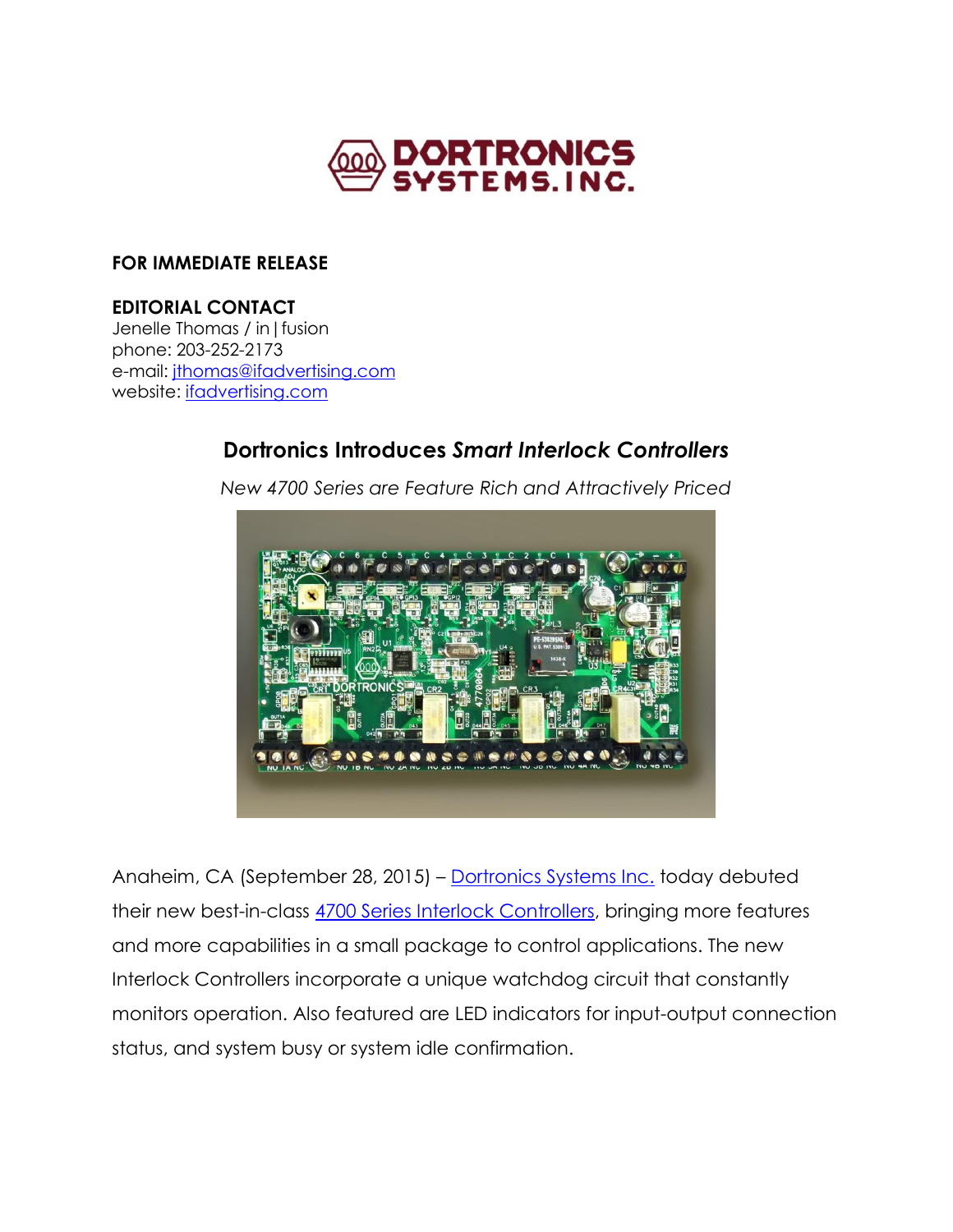**FOR IMMEDIATE RELEASE**

**EDITORIAL CONTACT**
Jenelle Thomas / in | fusion
phone: 203-252-2173
e-mail: jthomas@ifadvertising.com
website: ifadvertising.com

## Dortronics Introduces *Smart Interlock Controllers*

*New 4700 Series are Feature Rich and Attractively Priced*

Anaheim, CA (September 28, 2015) – Dortronics Systems Inc. today debuted their new best-in-class 4700 Series Interlock Controllers, bringing more features and more capabilities in a small package to control applications. The new Interlock Controllers incorporate a unique watchdog circuit that constantly monitors operation. Also featured are LED indicators for input-output connection status, and system busy or system idle confirmation.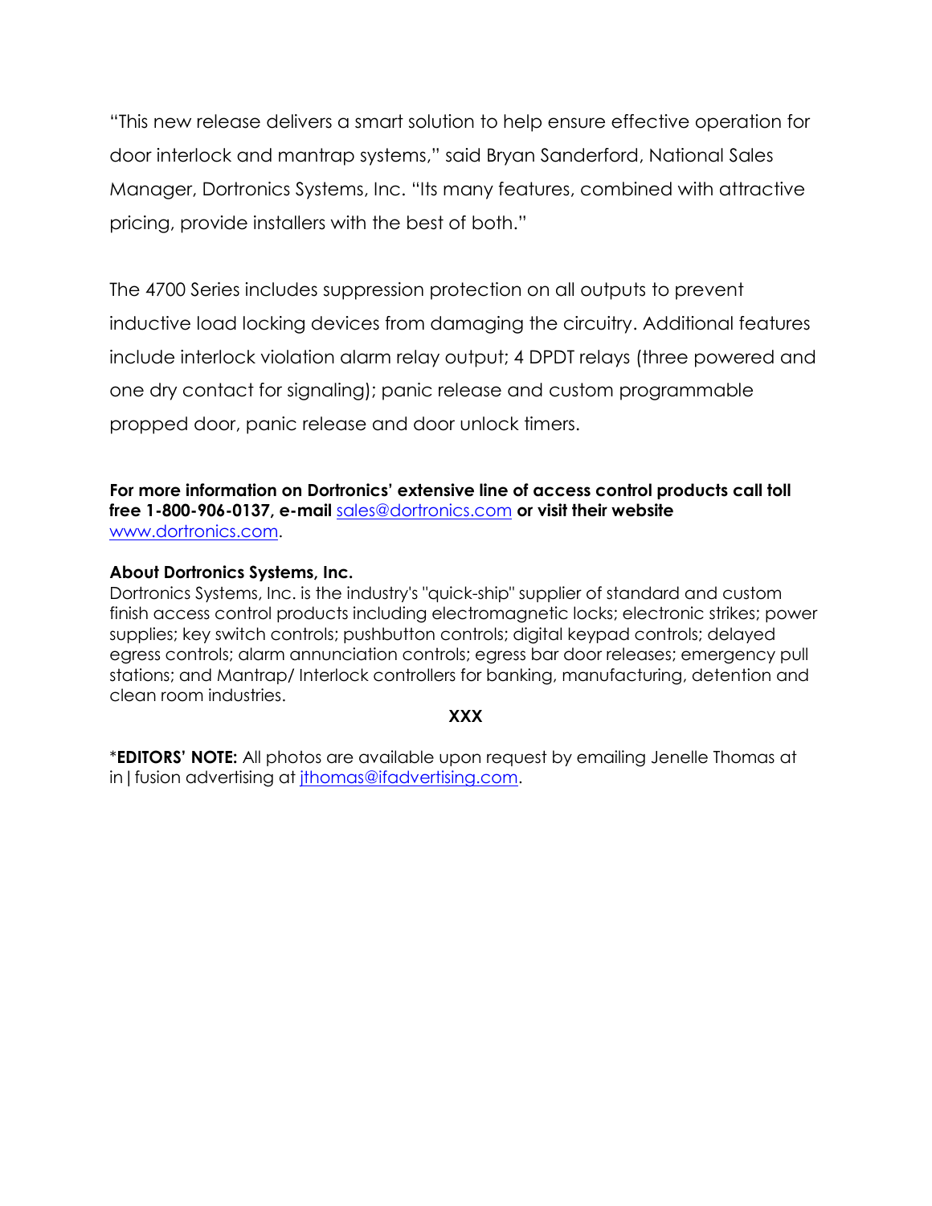"This new release delivers a smart solution to help ensure effective operation for door interlock and mantrap systems," said Bryan Sanderford, National Sales Manager, Dortronics Systems, Inc. "Its many features, combined with attractive pricing, provide installers with the best of both."

The 4700 Series includes suppression protection on all outputs to prevent inductive load locking devices from damaging the circuitry. Additional features include interlock violation alarm relay output; 4 DPDT relays (three powered and one dry contact for signaling); panic release and custom programmable propped door, panic release and door unlock timers.

**For more information on Dortronics' extensive line of access control products call toll free 1-800-906-0137, e-mail** sales@dortronics.com **or visit their website** www.dortronics.com.

**About Dortronics Systems, Inc.**
Dortronics Systems, Inc. is the industry's "quick-ship" supplier of standard and custom finish access control products including electromagnetic locks; electronic strikes; power supplies; key switch controls; pushbutton controls; digital keypad controls; delayed egress controls; alarm annunciation controls; egress bar door releases; emergency pull stations; and Mantrap/ Interlock controllers for banking, manufacturing, detention and clean room industries.

**XXX**

\***EDITORS' NOTE:** All photos are available upon request by emailing Jenelle Thomas at in|fusion advertising at jthomas@ifadvertising.com.